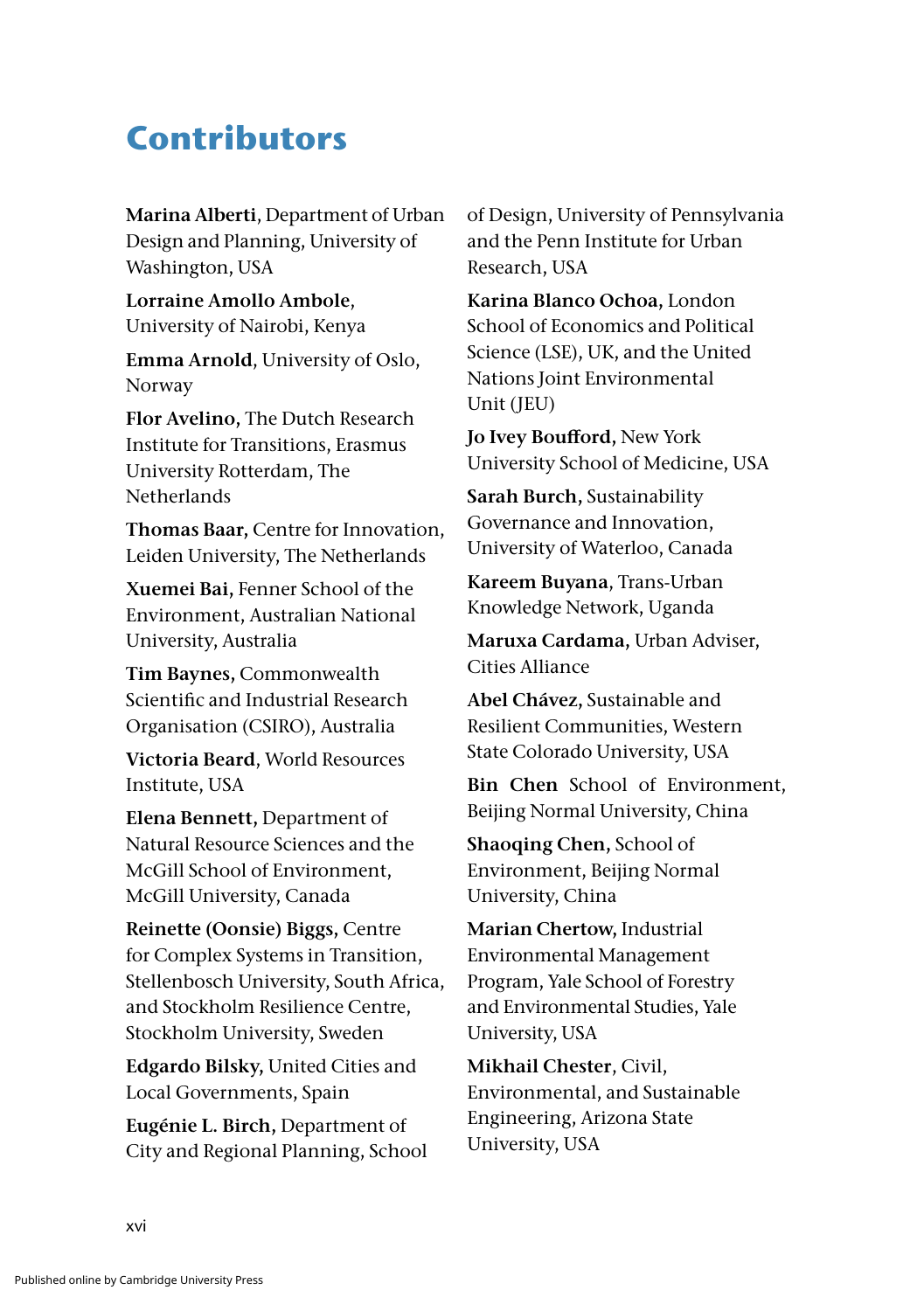# Contributors

**Marina Alberti**, Department of Urban Design and Planning, University of Washington, USA

**Lorraine Amollo Ambole**, University of Nairobi, Kenya

**Emma Arnold**, University of Oslo, Norway

**Flor Avelino,** The Dutch Research Institute for Transitions, Erasmus University Rotterdam, The Netherlands

**Thomas Baar,** Centre for Innovation, Leiden University, The Netherlands

**Xuemei Bai,** Fenner School of the Environment, Australian National University, Australia

**Tim Baynes**, Commonwealth Scientific and Industrial Research Organisation (CSIRO), Australia

**Victoria Beard**, World Resources Institute, USA

**Elena Bennett,** Department of Natural Resource Sciences and the McGill School of Environment, McGill University, Canada

**Reinette (Oonsie) Biggs,** Centre for Complex Systems in Transition, Stellenbosch University, South Africa, and Stockholm Resilience Centre, Stockholm University, Sweden

**Edgardo Bilsky,** United Cities and Local Governments, Spain

**Eugénie L. Birch,** Department of City and Regional Planning, School of Design, University of Pennsylvania and the Penn Institute for Urban Research, USA

**Karina Blanco Ochoa,** London School of Economics and Political Science (LSE), UK, and the United Nations Joint Environmental Unit (JEU)

**Jo Ivey Boufford,** New York University School of Medicine, USA

**Sarah Burch,** Sustainability Governance and Innovation, University of Waterloo, Canada

**Kareem Buyana**, Trans-Urban Knowledge Network, Uganda

**Maruxa Cardama,** Urban Adviser, Cities Alliance

**Abel Chávez,** Sustainable and Resilient Communities, Western State Colorado University, USA

**Bin Chen** School of Environment, Beijing Normal University, China

**Shaoqing Chen,** School of Environment, Beijing Normal University, China

**Marian Chertow,** Industrial Environmental Management Program, Yale School of Forestry and Environmental Studies, Yale University, USA

**Mikhail Chester**, Civil, Environmental, and Sustainable Engineering, Arizona State University, USA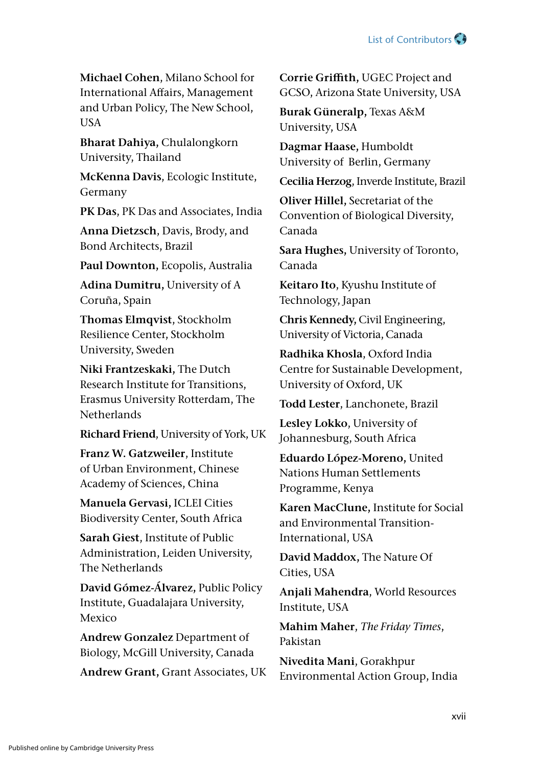**Michael Cohen**, Milano School for International Affairs, Management and Urban Policy, The New School, USA

**Bharat Dahiya**, Chulalongkorn University, Thailand

**McKenna Davis**, Ecologic Institute, Germany

**PK Das**, PK Das and Associates, India

**Anna Dietzsch**, Davis, Brody, and Bond Architects, Brazil

**Paul Downton**, Ecopolis, Australia

**Adina Dumitru**, University of A Coruña, Spain

**Thomas Elmqvist**, Stockholm Resilience Center, Stockholm University, Sweden

**Niki Frantzeskaki**, The Dutch Research Institute for Transitions, Erasmus University Rotterdam, The Netherlands

**Richard Friend**, University of York, UK

**Franz W. Gatzweiler**, Institute of Urban Environment, Chinese Academy of Sciences, China

**Manuela Gervasi**, ICLEI Cities Biodiversity Center, South Africa

**Sarah Giest**, Institute of Public Administration, Leiden University, The Netherlands

**David Gómez-Álvarez**, Public Policy Institute, Guadalajara University, Mexico

**Andrew Gonzalez** Department of Biology, McGill University, Canada

**Andrew Grant**, Grant Associates, UK

**Corrie Griffith**, UGEC Project and GCSO, Arizona State University, USA

**Burak Güneralp**, Texas A&M University, USA

**Dagmar Haase**, Humboldt University of Berlin, Germany

**Cecilia Herzog**, Inverde Institute, Brazil

**Oliver Hillel**, Secretariat of the Convention of Biological Diversity, Canada

**Sara Hughes**, University of Toronto, Canada

**Keitaro Ito**, Kyushu Institute of Technology, Japan

**Chris Kennedy**, Civil Engineering, University of Victoria, Canada

**Radhika Khosla**, Oxford India Centre for Sustainable Development, University of Oxford, UK

**Todd Lester**, Lanchonete, Brazil

**Lesley Lokko**, University of Johannesburg, South Africa

**Eduardo López-Moreno**, United Nations Human Settlements Programme, Kenya

**Karen MacClune**, Institute for Social and Environmental Transition-International, USA

**David Maddox**, The Nature Of Cities, USA

**Anjali Mahendra**, World Resources Institute, USA

**Mahim Maher**, *The Friday Times*, Pakistan

**Nivedita Mani**, Gorakhpur Environmental Action Group, India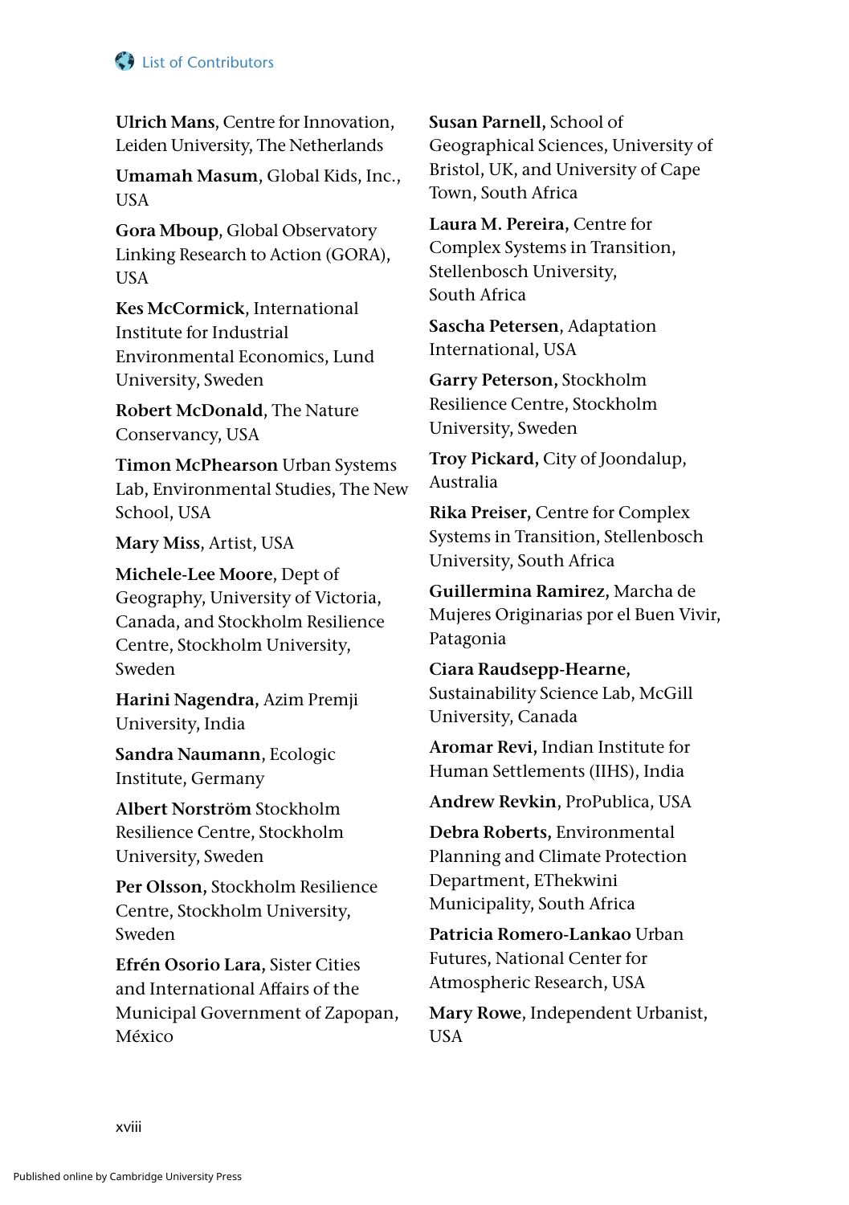**Ulrich Mans**, Centre for Innovation, Leiden University, The Netherlands

**Umamah Masum**, Global Kids, Inc., USA

**Gora Mboup**, Global Observatory Linking Research to Action (GORA), USA

**Kes McCormick**, International Institute for Industrial Environmental Economics, Lund University, Sweden

**Robert McDonald**, The Nature Conservancy, USA

**Timon McPhearson** Urban Systems Lab, Environmental Studies, The New School, USA

**Mary Miss**, Artist, USA

**Michele-Lee Moore**, Dept of Geography, University of Victoria, Canada, and Stockholm Resilience Centre, Stockholm University, Sweden

**Harini Nagendra,** Azim Premji University, India

**Sandra Naumann**, Ecologic Institute, Germany

**Albert Norström** Stockholm Resilience Centre, Stockholm University, Sweden

**Per Olsson,** Stockholm Resilience Centre, Stockholm University, Sweden

**Efrén Osorio Lara,** Sister Cities and International Affairs of the Municipal Government of Zapopan, México

**Susan Parnell,** School of Geographical Sciences, University of Bristol, UK, and University of Cape Town, South Africa

**Laura M. Pereira,** Centre for Complex Systems in Transition, Stellenbosch University, South Africa

**Sascha Petersen**, Adaptation International, USA

**Garry Peterson,** Stockholm Resilience Centre, Stockholm University, Sweden

**Troy Pickard,** City of Joondalup, Australia

**Rika Preiser,** Centre for Complex Systems in Transition, Stellenbosch University, South Africa

**Guillermina Ramirez,** Marcha de Mujeres Originarias por el Buen Vivir, Patagonia

**Ciara Raudsepp-Hearne,** Sustainability Science Lab, McGill University, Canada

**Aromar Revi,** Indian Institute for Human Settlements (IIHS), India

**Andrew Revkin**, ProPublica, USA

**Debra Roberts,** Environmental Planning and Climate Protection Department, EThekwini Municipality, South Africa

**Patricia Romero-Lankao** Urban Futures, National Center for Atmospheric Research, USA

**Mary Rowe**, Independent Urbanist, USA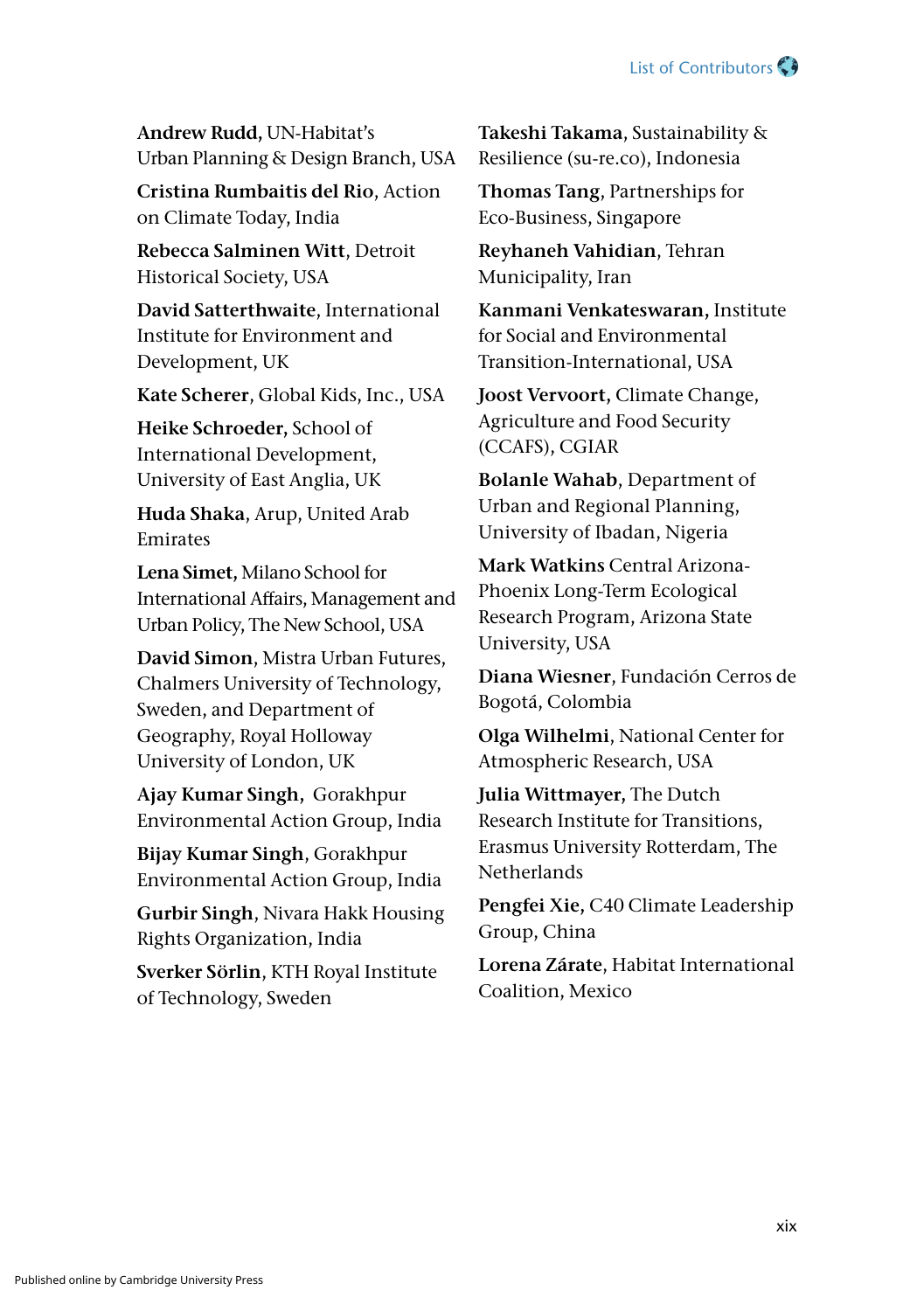**Andrew Rudd,** UN-Habitat's Urban Planning & Design Branch, USA

**Cristina Rumbaitis del Rio**, Action on Climate Today, India

**Rebecca Salminen Witt**, Detroit Historical Society, USA

**David Satterthwaite**, International Institute for Environment and Development, UK

**Kate Scherer**, Global Kids, Inc., USA

**Heike Schroeder,** School of International Development, University of East Anglia, UK

**Huda Shaka**, Arup, United Arab Emirates

**Lena Simet,** Milano School for International Affairs, Management and Urban Policy, The New School, USA

**David Simon**, Mistra Urban Futures, Chalmers University of Technology, Sweden, and Department of Geography, Royal Holloway University of London, UK

**Ajay Kumar Singh**, Gorakhpur Environmental Action Group, India

**Bijay Kumar Singh**, Gorakhpur Environmental Action Group, India

**Gurbir Singh**, Nivara Hakk Housing Rights Organization, India

**Sverker Sörlin**, KTH Royal Institute of Technology, Sweden

**Takeshi Takama**, Sustainability & Resilience (su-re.co), Indonesia

**Thomas Tang**, Partnerships for Eco-Business, Singapore

**Reyhaneh Vahidian**, Tehran Municipality, Iran

**Kanmani Venkateswaran,** Institute for Social and Environmental Transition-International, USA

**Joost Vervoort,** Climate Change, Agriculture and Food Security (CCAFS), CGIAR

**Bolanle Wahab**, Department of Urban and Regional Planning, University of Ibadan, Nigeria

**Mark Watkins** Central Arizona-Phoenix Long-Term Ecological Research Program, Arizona State University, USA

**Diana Wiesner**, Fundación Cerros de Bogotá, Colombia

**Olga Wilhelmi**, National Center for Atmospheric Research, USA

**Julia Wittmayer,** The Dutch Research Institute for Transitions, Erasmus University Rotterdam, The Netherlands

**Pengfei Xie,** C40 Climate Leadership Group, China

**Lorena Zárate**, Habitat International Coalition, Mexico